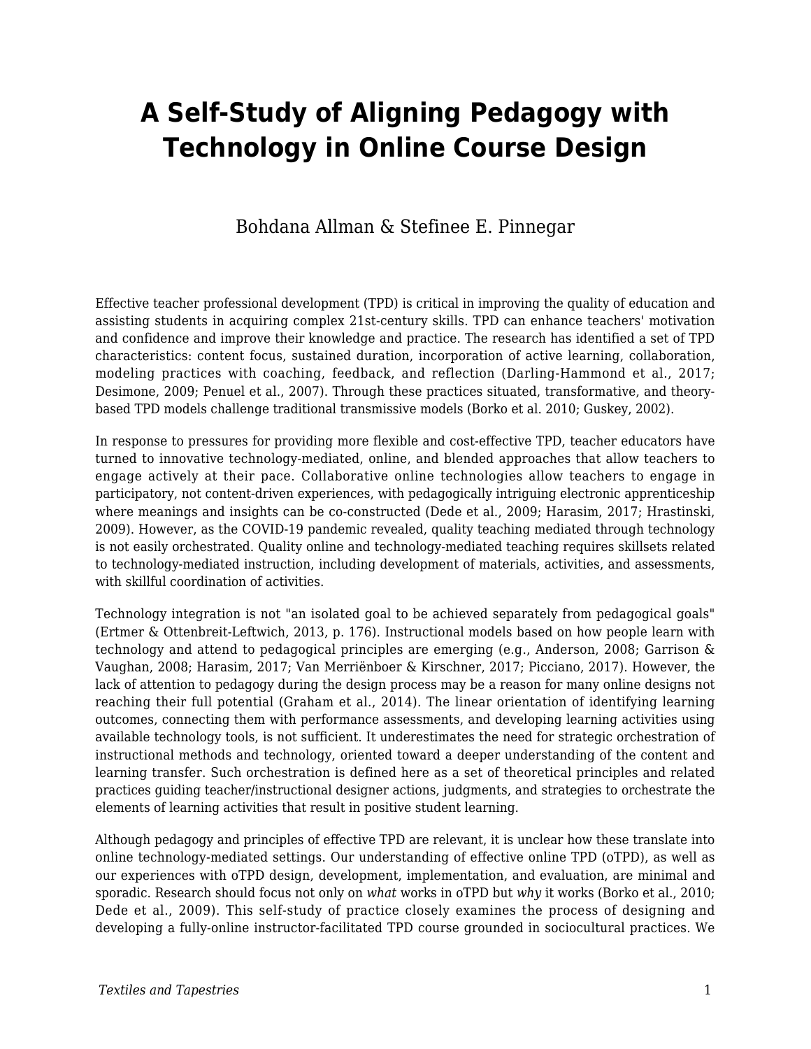# A Self-Study of Aligning Pedagogy with Technology in Online Course Design

Bohdana Allman & Stefinee E. Pinnegar

Effective teacher professional development (TPD) is critical in improving the quality of education and assisting students in acquiring complex 21st-century skills. TPD can enhance teachers' motivation and confidence and improve their knowledge and practice. The research has identified a set of TPD characteristics: content focus, sustained duration, incorporation of active learning, collaboration, modeling practices with coaching, feedback, and reflection (Darling-Hammond et al., 2017; Desimone, 2009; Penuel et al., 2007). Through these practices situated, transformative, and theory-based TPD models challenge traditional transmissive models (Borko et al. 2010; Guskey, 2002).

In response to pressures for providing more flexible and cost-effective TPD, teacher educators have turned to innovative technology-mediated, online, and blended approaches that allow teachers to engage actively at their pace. Collaborative online technologies allow teachers to engage in participatory, not content-driven experiences, with pedagogically intriguing electronic apprenticeship where meanings and insights can be co-constructed (Dede et al., 2009; Harasim, 2017; Hrastinski, 2009). However, as the COVID-19 pandemic revealed, quality teaching mediated through technology is not easily orchestrated. Quality online and technology-mediated teaching requires skillsets related to technology-mediated instruction, including development of materials, activities, and assessments, with skillful coordination of activities.

Technology integration is not "an isolated goal to be achieved separately from pedagogical goals" (Ertmer & Ottenbreit-Leftwich, 2013, p. 176). Instructional models based on how people learn with technology and attend to pedagogical principles are emerging (e.g., Anderson, 2008; Garrison & Vaughan, 2008; Harasim, 2017; Van Merriënboer & Kirschner, 2017; Picciano, 2017). However, the lack of attention to pedagogy during the design process may be a reason for many online designs not reaching their full potential (Graham et al., 2014). The linear orientation of identifying learning outcomes, connecting them with performance assessments, and developing learning activities using available technology tools, is not sufficient. It underestimates the need for strategic orchestration of instructional methods and technology, oriented toward a deeper understanding of the content and learning transfer. Such orchestration is defined here as a set of theoretical principles and related practices guiding teacher/instructional designer actions, judgments, and strategies to orchestrate the elements of learning activities that result in positive student learning.

Although pedagogy and principles of effective TPD are relevant, it is unclear how these translate into online technology-mediated settings. Our understanding of effective online TPD (oTPD), as well as our experiences with oTPD design, development, implementation, and evaluation, are minimal and sporadic. Research should focus not only on *what* works in oTPD but *why* it works (Borko et al., 2010; Dede et al., 2009). This self-study of practice closely examines the process of designing and developing a fully-online instructor-facilitated TPD course grounded in sociocultural practices. We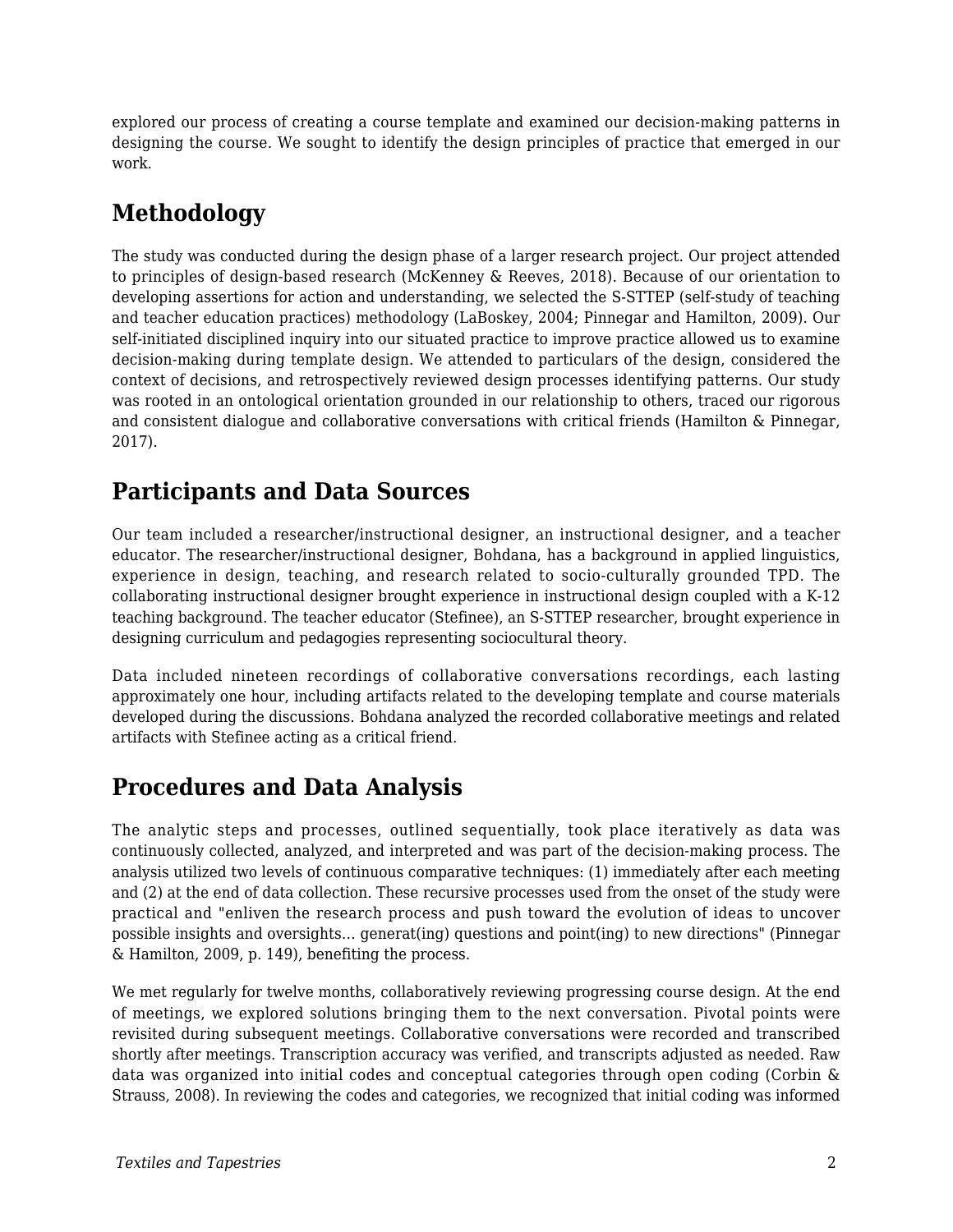explored our process of creating a course template and examined our decision-making patterns in designing the course. We sought to identify the design principles of practice that emerged in our work.

## Methodology

The study was conducted during the design phase of a larger research project. Our project attended to principles of design-based research (McKenney & Reeves, 2018). Because of our orientation to developing assertions for action and understanding, we selected the S-STTEP (self-study of teaching and teacher education practices) methodology (LaBoskey, 2004; Pinnegar and Hamilton, 2009). Our self-initiated disciplined inquiry into our situated practice to improve practice allowed us to examine decision-making during template design. We attended to particulars of the design, considered the context of decisions, and retrospectively reviewed design processes identifying patterns. Our study was rooted in an ontological orientation grounded in our relationship to others, traced our rigorous and consistent dialogue and collaborative conversations with critical friends (Hamilton & Pinnegar, 2017).

## Participants and Data Sources

Our team included a researcher/instructional designer, an instructional designer, and a teacher educator. The researcher/instructional designer, Bohdana, has a background in applied linguistics, experience in design, teaching, and research related to socio-culturally grounded TPD. The collaborating instructional designer brought experience in instructional design coupled with a K-12 teaching background. The teacher educator (Stefinee), an S-STTEP researcher, brought experience in designing curriculum and pedagogies representing sociocultural theory.

Data included nineteen recordings of collaborative conversations recordings, each lasting approximately one hour, including artifacts related to the developing template and course materials developed during the discussions. Bohdana analyzed the recorded collaborative meetings and related artifacts with Stefinee acting as a critical friend.

## Procedures and Data Analysis

The analytic steps and processes, outlined sequentially, took place iteratively as data was continuously collected, analyzed, and interpreted and was part of the decision-making process. The analysis utilized two levels of continuous comparative techniques: (1) immediately after each meeting and (2) at the end of data collection. These recursive processes used from the onset of the study were practical and "enliven the research process and push toward the evolution of ideas to uncover possible insights and oversights... generat(ing) questions and point(ing) to new directions" (Pinnegar & Hamilton, 2009, p. 149), benefiting the process.

We met regularly for twelve months, collaboratively reviewing progressing course design. At the end of meetings, we explored solutions bringing them to the next conversation. Pivotal points were revisited during subsequent meetings. Collaborative conversations were recorded and transcribed shortly after meetings. Transcription accuracy was verified, and transcripts adjusted as needed. Raw data was organized into initial codes and conceptual categories through open coding (Corbin & Strauss, 2008). In reviewing the codes and categories, we recognized that initial coding was informed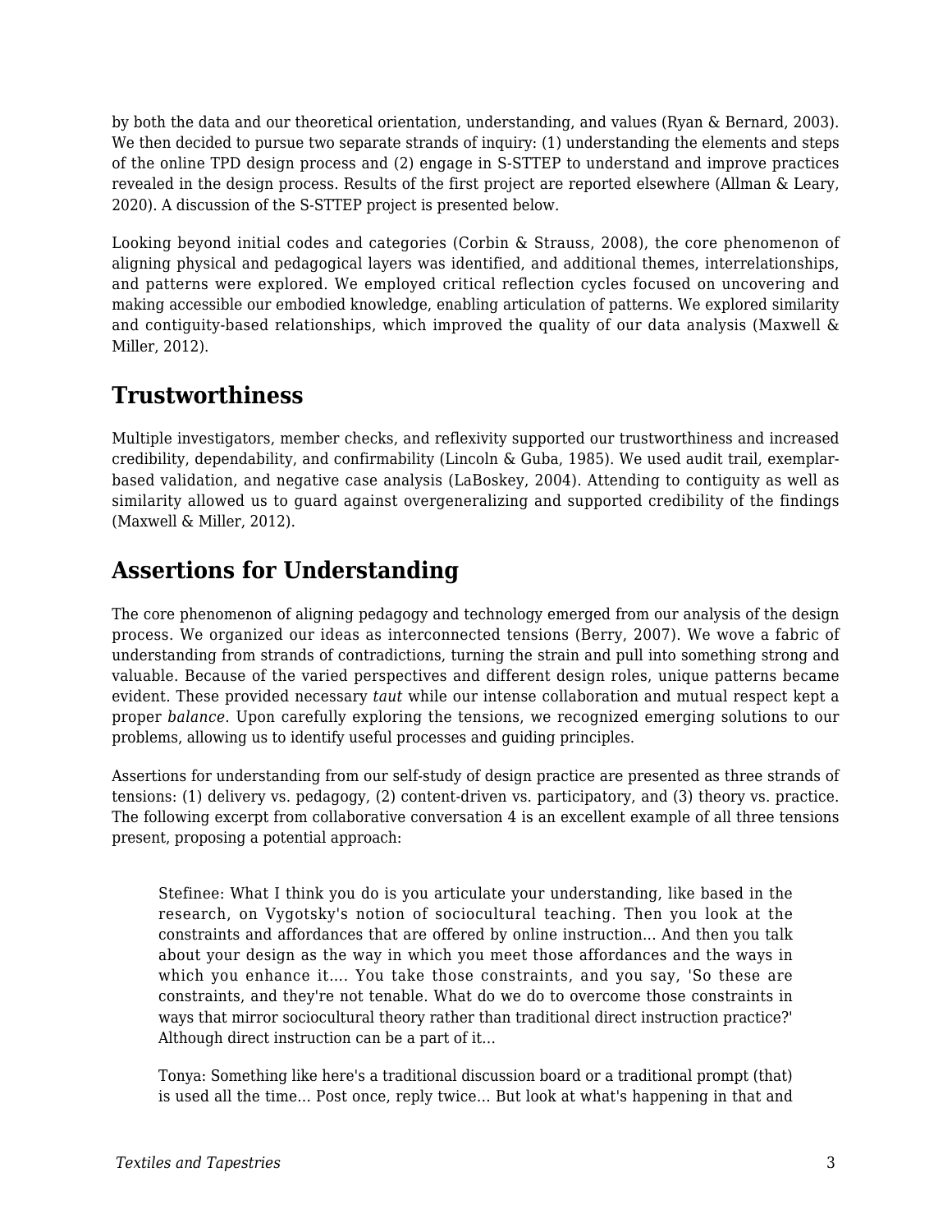by both the data and our theoretical orientation, understanding, and values (Ryan & Bernard, 2003). We then decided to pursue two separate strands of inquiry: (1) understanding the elements and steps of the online TPD design process and (2) engage in S-STTEP to understand and improve practices revealed in the design process. Results of the first project are reported elsewhere (Allman & Leary, 2020). A discussion of the S-STTEP project is presented below.

Looking beyond initial codes and categories (Corbin & Strauss, 2008), the core phenomenon of aligning physical and pedagogical layers was identified, and additional themes, interrelationships, and patterns were explored. We employed critical reflection cycles focused on uncovering and making accessible our embodied knowledge, enabling articulation of patterns. We explored similarity and contiguity-based relationships, which improved the quality of our data analysis (Maxwell & Miller, 2012).

## Trustworthiness

Multiple investigators, member checks, and reflexivity supported our trustworthiness and increased credibility, dependability, and confirmability (Lincoln & Guba, 1985). We used audit trail, exemplar-based validation, and negative case analysis (LaBoskey, 2004). Attending to contiguity as well as similarity allowed us to guard against overgeneralizing and supported credibility of the findings (Maxwell & Miller, 2012).

## Assertions for Understanding

The core phenomenon of aligning pedagogy and technology emerged from our analysis of the design process. We organized our ideas as interconnected tensions (Berry, 2007). We wove a fabric of understanding from strands of contradictions, turning the strain and pull into something strong and valuable. Because of the varied perspectives and different design roles, unique patterns became evident. These provided necessary *taut* while our intense collaboration and mutual respect kept a proper *balance*. Upon carefully exploring the tensions, we recognized emerging solutions to our problems, allowing us to identify useful processes and guiding principles.

Assertions for understanding from our self-study of design practice are presented as three strands of tensions: (1) delivery vs. pedagogy, (2) content-driven vs. participatory, and (3) theory vs. practice. The following excerpt from collaborative conversation 4 is an excellent example of all three tensions present, proposing a potential approach:

> Stefinee: What I think you do is you articulate your understanding, like based in the research, on Vygotsky's notion of sociocultural teaching. Then you look at the constraints and affordances that are offered by online instruction... And then you talk about your design as the way in which you meet those affordances and the ways in which you enhance it.... You take those constraints, and you say, 'So these are constraints, and they're not tenable. What do we do to overcome those constraints in ways that mirror sociocultural theory rather than traditional direct instruction practice?' Although direct instruction can be a part of it...
>
> Tonya: Something like here's a traditional discussion board or a traditional prompt (that) is used all the time... Post once, reply twice... But look at what's happening in that and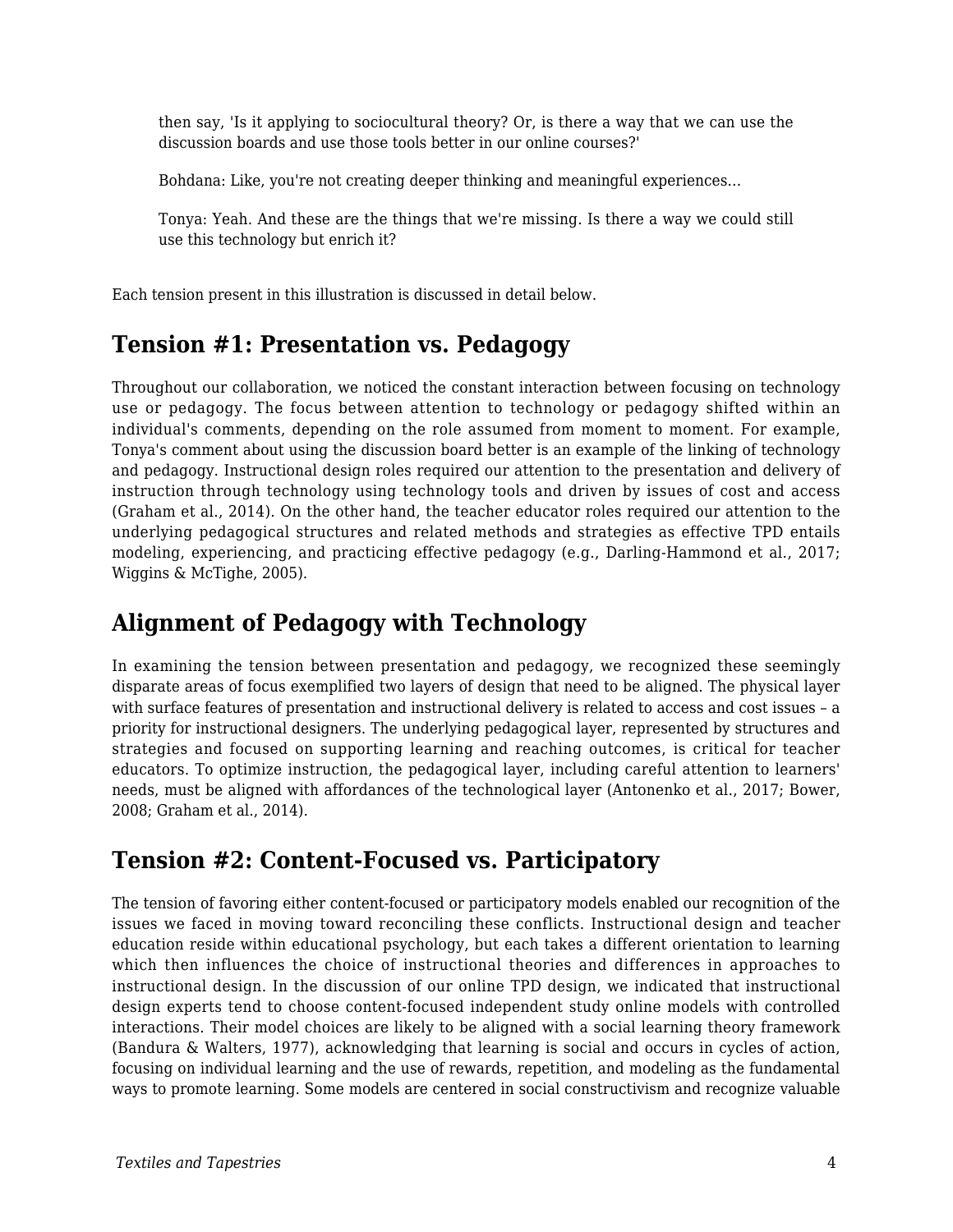> then say, 'Is it applying to sociocultural theory? Or, is there a way that we can use the discussion boards and use those tools better in our online courses?'
>
> Bohdana: Like, you're not creating deeper thinking and meaningful experiences...
>
> Tonya: Yeah. And these are the things that we're missing. Is there a way we could still use this technology but enrich it?

Each tension present in this illustration is discussed in detail below.

## Tension #1: Presentation vs. Pedagogy

Throughout our collaboration, we noticed the constant interaction between focusing on technology use or pedagogy. The focus between attention to technology or pedagogy shifted within an individual's comments, depending on the role assumed from moment to moment. For example, Tonya's comment about using the discussion board better is an example of the linking of technology and pedagogy. Instructional design roles required our attention to the presentation and delivery of instruction through technology using technology tools and driven by issues of cost and access (Graham et al., 2014). On the other hand, the teacher educator roles required our attention to the underlying pedagogical structures and related methods and strategies as effective TPD entails modeling, experiencing, and practicing effective pedagogy (e.g., Darling-Hammond et al., 2017; Wiggins & McTighe, 2005).

## Alignment of Pedagogy with Technology

In examining the tension between presentation and pedagogy, we recognized these seemingly disparate areas of focus exemplified two layers of design that need to be aligned. The physical layer with surface features of presentation and instructional delivery is related to access and cost issues – a priority for instructional designers. The underlying pedagogical layer, represented by structures and strategies and focused on supporting learning and reaching outcomes, is critical for teacher educators. To optimize instruction, the pedagogical layer, including careful attention to learners' needs, must be aligned with affordances of the technological layer (Antonenko et al., 2017; Bower, 2008; Graham et al., 2014).

## Tension #2: Content-Focused vs. Participatory

The tension of favoring either content-focused or participatory models enabled our recognition of the issues we faced in moving toward reconciling these conflicts. Instructional design and teacher education reside within educational psychology, but each takes a different orientation to learning which then influences the choice of instructional theories and differences in approaches to instructional design. In the discussion of our online TPD design, we indicated that instructional design experts tend to choose content-focused independent study online models with controlled interactions. Their model choices are likely to be aligned with a social learning theory framework (Bandura & Walters, 1977), acknowledging that learning is social and occurs in cycles of action, focusing on individual learning and the use of rewards, repetition, and modeling as the fundamental ways to promote learning. Some models are centered in social constructivism and recognize valuable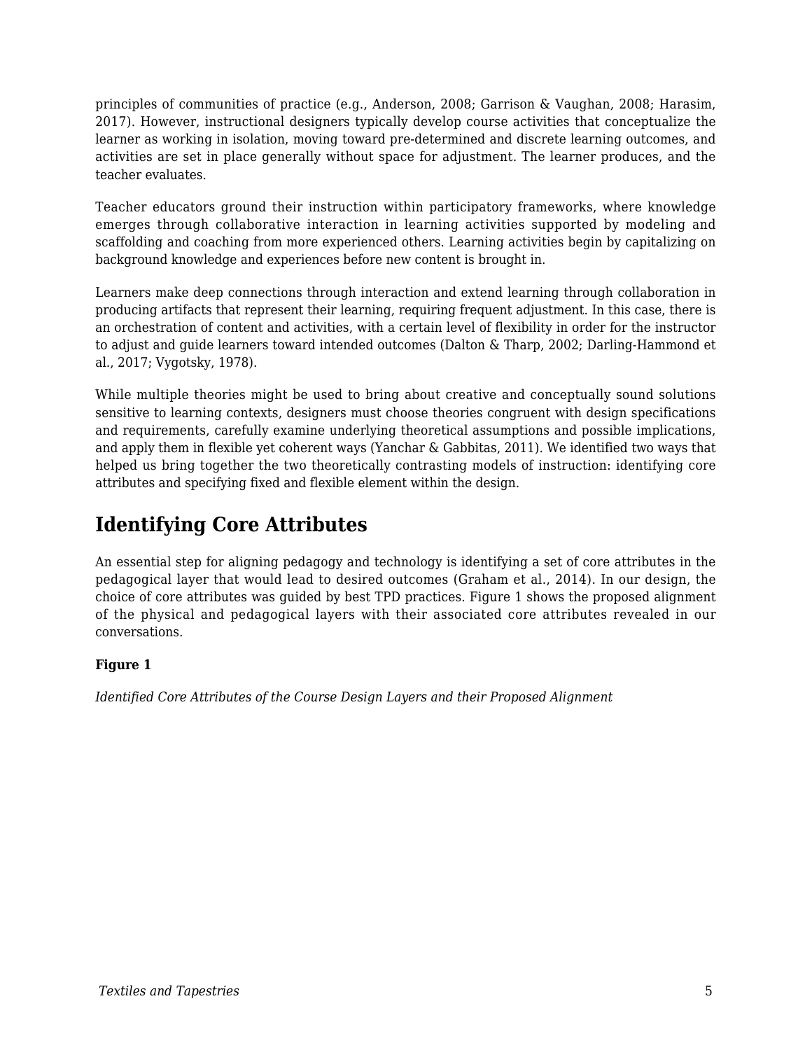principles of communities of practice (e.g., Anderson, 2008; Garrison & Vaughan, 2008; Harasim, 2017). However, instructional designers typically develop course activities that conceptualize the learner as working in isolation, moving toward pre-determined and discrete learning outcomes, and activities are set in place generally without space for adjustment. The learner produces, and the teacher evaluates.

Teacher educators ground their instruction within participatory frameworks, where knowledge emerges through collaborative interaction in learning activities supported by modeling and scaffolding and coaching from more experienced others. Learning activities begin by capitalizing on background knowledge and experiences before new content is brought in.

Learners make deep connections through interaction and extend learning through collaboration in producing artifacts that represent their learning, requiring frequent adjustment. In this case, there is an orchestration of content and activities, with a certain level of flexibility in order for the instructor to adjust and guide learners toward intended outcomes (Dalton & Tharp, 2002; Darling-Hammond et al., 2017; Vygotsky, 1978).

While multiple theories might be used to bring about creative and conceptually sound solutions sensitive to learning contexts, designers must choose theories congruent with design specifications and requirements, carefully examine underlying theoretical assumptions and possible implications, and apply them in flexible yet coherent ways (Yanchar & Gabbitas, 2011). We identified two ways that helped us bring together the two theoretically contrasting models of instruction: identifying core attributes and specifying fixed and flexible element within the design.

## Identifying Core Attributes

An essential step for aligning pedagogy and technology is identifying a set of core attributes in the pedagogical layer that would lead to desired outcomes (Graham et al., 2014). In our design, the choice of core attributes was guided by best TPD practices. Figure 1 shows the proposed alignment of the physical and pedagogical layers with their associated core attributes revealed in our conversations.

**Figure 1**

*Identified Core Attributes of the Course Design Layers and their Proposed Alignment*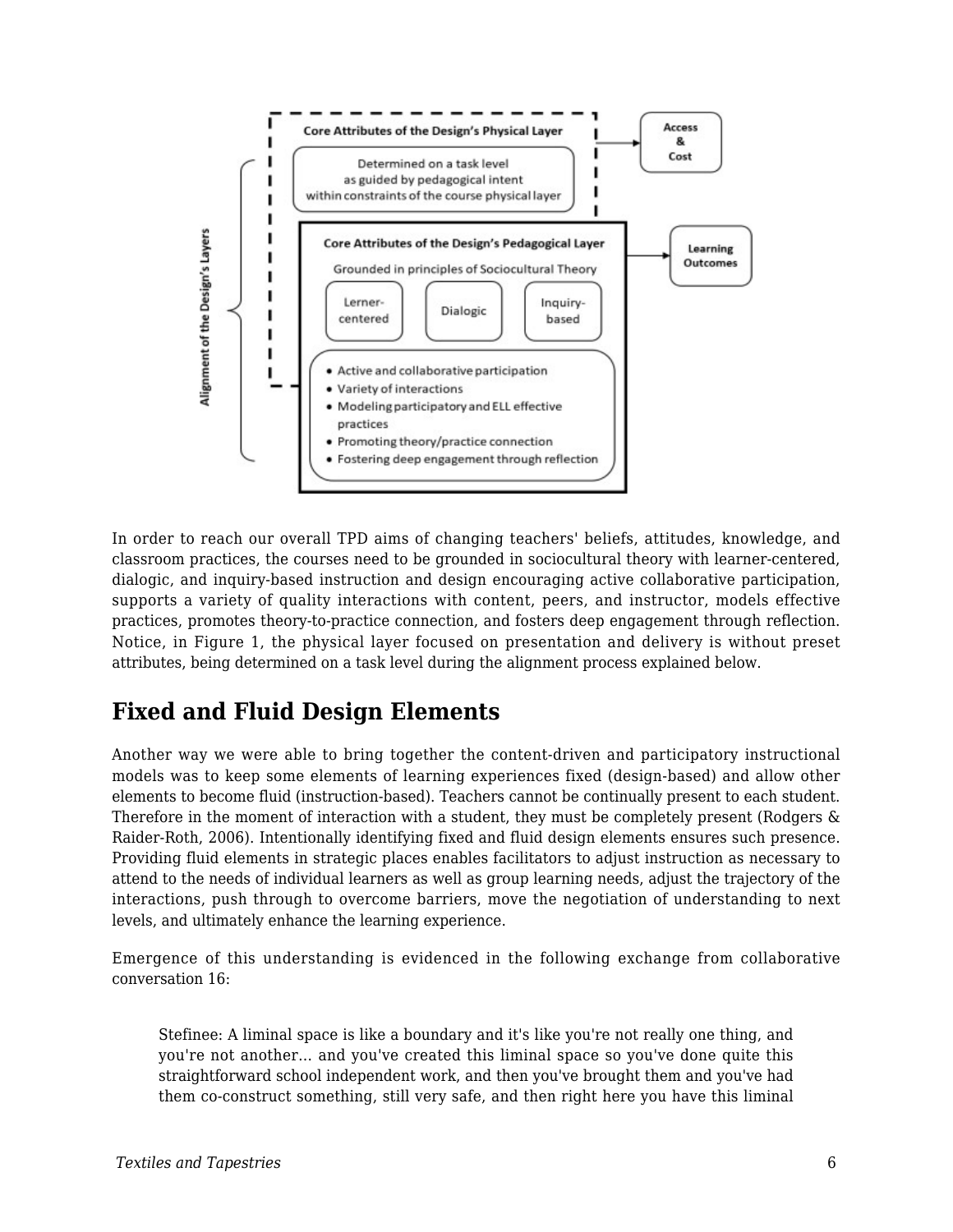Core Attributes of the Design's Physical Layer

Determined on a task level as guided by pedagogical intent within constraints of the course physical layer

Access & Cost

Core Attributes of the Design's Pedagogical Layer

Grounded in principles of Sociocultural Theory

Lerner-centered | Dialogic | Inquiry-based

- Active and collaborative participation
- Variety of interactions
- Modeling participatory and ELL effective practices
- Promoting theory/practice connection
- Fostering deep engagement through reflection

Learning Outcomes

Alignment of the Design's Layers

In order to reach our overall TPD aims of changing teachers' beliefs, attitudes, knowledge, and classroom practices, the courses need to be grounded in sociocultural theory with learner-centered, dialogic, and inquiry-based instruction and design encouraging active collaborative participation, supports a variety of quality interactions with content, peers, and instructor, models effective practices, promotes theory-to-practice connection, and fosters deep engagement through reflection. Notice, in Figure 1, the physical layer focused on presentation and delivery is without preset attributes, being determined on a task level during the alignment process explained below.

## Fixed and Fluid Design Elements

Another way we were able to bring together the content-driven and participatory instructional models was to keep some elements of learning experiences fixed (design-based) and allow other elements to become fluid (instruction-based). Teachers cannot be continually present to each student. Therefore in the moment of interaction with a student, they must be completely present (Rodgers & Raider-Roth, 2006). Intentionally identifying fixed and fluid design elements ensures such presence. Providing fluid elements in strategic places enables facilitators to adjust instruction as necessary to attend to the needs of individual learners as well as group learning needs, adjust the trajectory of the interactions, push through to overcome barriers, move the negotiation of understanding to next levels, and ultimately enhance the learning experience.

Emergence of this understanding is evidenced in the following exchange from collaborative conversation 16:

> Stefinee: A liminal space is like a boundary and it's like you're not really one thing, and you're not another… and you've created this liminal space so you've done quite this straightforward school independent work, and then you've brought them and you've had them co-construct something, still very safe, and then right here you have this liminal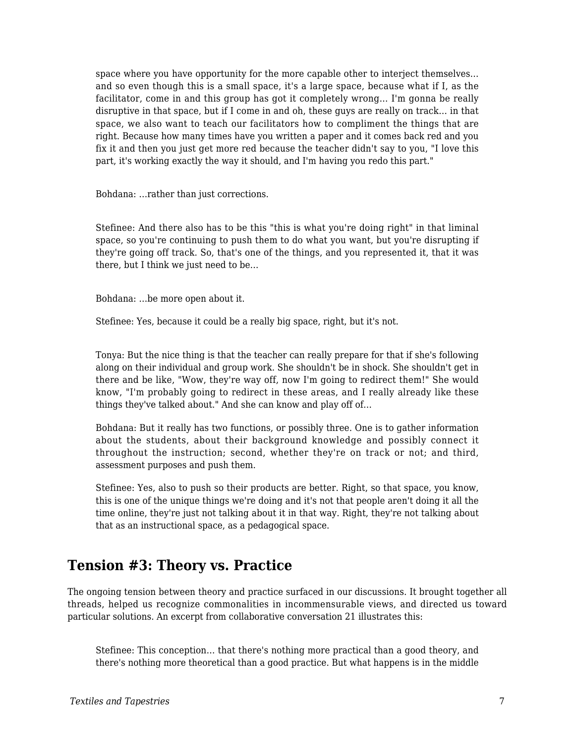> space where you have opportunity for the more capable other to interject themselves… and so even though this is a small space, it's a large space, because what if I, as the facilitator, come in and this group has got it completely wrong… I'm gonna be really disruptive in that space, but if I come in and oh, these guys are really on track… in that space, we also want to teach our facilitators how to compliment the things that are right. Because how many times have you written a paper and it comes back red and you fix it and then you just get more red because the teacher didn't say to you, "I love this part, it's working exactly the way it should, and I'm having you redo this part."
>
> Bohdana: …rather than just corrections.
>
> Stefinee: And there also has to be this "this is what you're doing right" in that liminal space, so you're continuing to push them to do what you want, but you're disrupting if they're going off track. So, that's one of the things, and you represented it, that it was there, but I think we just need to be…
>
> Bohdana: …be more open about it.
>
> Stefinee: Yes, because it could be a really big space, right, but it's not.
>
> Tonya: But the nice thing is that the teacher can really prepare for that if she's following along on their individual and group work. She shouldn't be in shock. She shouldn't get in there and be like, "Wow, they're way off, now I'm going to redirect them!" She would know, "I'm probably going to redirect in these areas, and I really already like these things they've talked about." And she can know and play off of…
>
> Bohdana: But it really has two functions, or possibly three. One is to gather information about the students, about their background knowledge and possibly connect it throughout the instruction; second, whether they're on track or not; and third, assessment purposes and push them.
>
> Stefinee: Yes, also to push so their products are better. Right, so that space, you know, this is one of the unique things we're doing and it's not that people aren't doing it all the time online, they're just not talking about it in that way. Right, they're not talking about that as an instructional space, as a pedagogical space.

## Tension #3: Theory vs. Practice

The ongoing tension between theory and practice surfaced in our discussions. It brought together all threads, helped us recognize commonalities in incommensurable views, and directed us toward particular solutions. An excerpt from collaborative conversation 21 illustrates this:

> Stefinee: This conception… that there's nothing more practical than a good theory, and there's nothing more theoretical than a good practice. But what happens is in the middle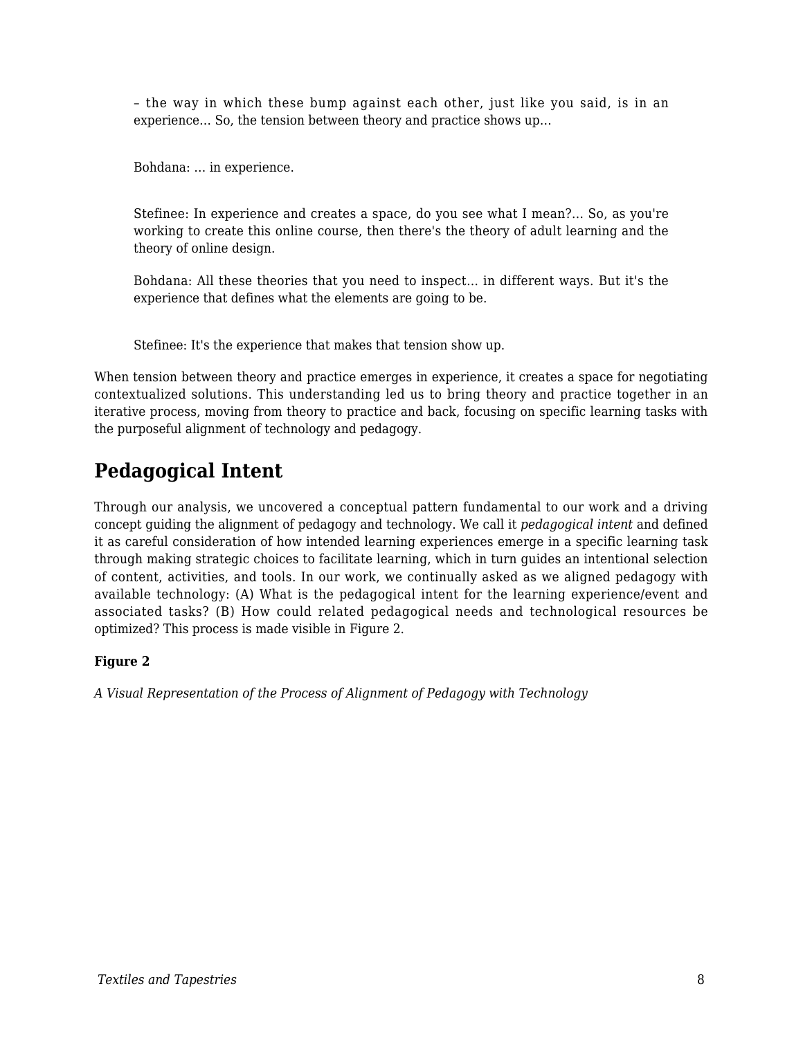> – the way in which these bump against each other, just like you said, is in an experience… So, the tension between theory and practice shows up…
>
> Bohdana: … in experience.
>
> Stefinee: In experience and creates a space, do you see what I mean?… So, as you're working to create this online course, then there's the theory of adult learning and the theory of online design.
>
> Bohdana: All these theories that you need to inspect… in different ways. But it's the experience that defines what the elements are going to be.
>
> Stefinee: It's the experience that makes that tension show up.

When tension between theory and practice emerges in experience, it creates a space for negotiating contextualized solutions. This understanding led us to bring theory and practice together in an iterative process, moving from theory to practice and back, focusing on specific learning tasks with the purposeful alignment of technology and pedagogy.

## Pedagogical Intent

Through our analysis, we uncovered a conceptual pattern fundamental to our work and a driving concept guiding the alignment of pedagogy and technology. We call it *pedagogical intent* and defined it as careful consideration of how intended learning experiences emerge in a specific learning task through making strategic choices to facilitate learning, which in turn guides an intentional selection of content, activities, and tools. In our work, we continually asked as we aligned pedagogy with available technology: (A) What is the pedagogical intent for the learning experience/event and associated tasks? (B) How could related pedagogical needs and technological resources be optimized? This process is made visible in Figure 2.

**Figure 2**

*A Visual Representation of the Process of Alignment of Pedagogy with Technology*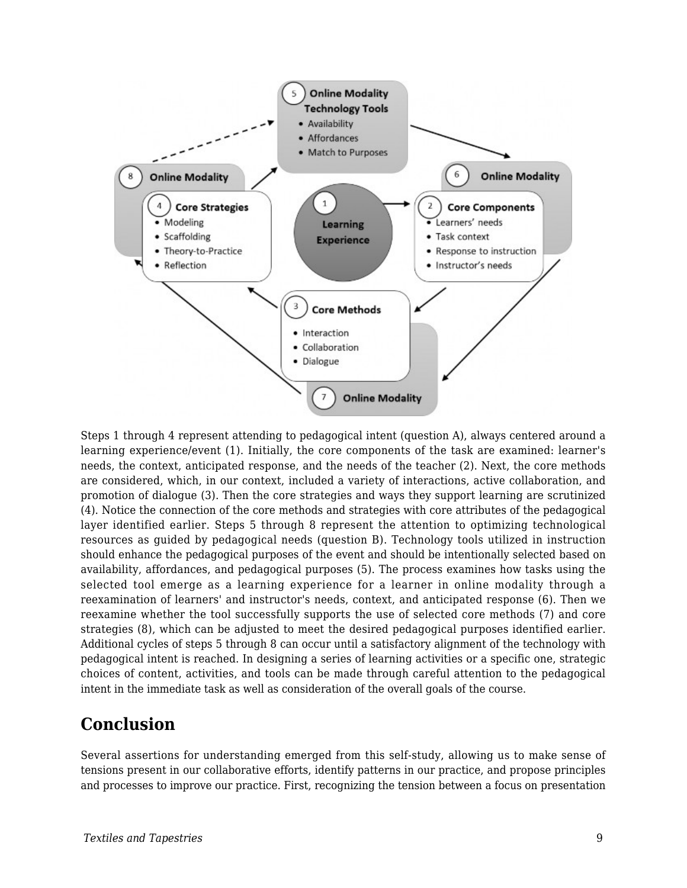Steps 1 through 4 represent attending to pedagogical intent (question A), always centered around a learning experience/event (1). Initially, the core components of the task are examined: learner's needs, the context, anticipated response, and the needs of the teacher (2). Next, the core methods are considered, which, in our context, included a variety of interactions, active collaboration, and promotion of dialogue (3). Then the core strategies and ways they support learning are scrutinized (4). Notice the connection of the core methods and strategies with core attributes of the pedagogical layer identified earlier. Steps 5 through 8 represent the attention to optimizing technological resources as guided by pedagogical needs (question B). Technology tools utilized in instruction should enhance the pedagogical purposes of the event and should be intentionally selected based on availability, affordances, and pedagogical purposes (5). The process examines how tasks using the selected tool emerge as a learning experience for a learner in online modality through a reexamination of learners' and instructor's needs, context, and anticipated response (6). Then we reexamine whether the tool successfully supports the use of selected core methods (7) and core strategies (8), which can be adjusted to meet the desired pedagogical purposes identified earlier. Additional cycles of steps 5 through 8 can occur until a satisfactory alignment of the technology with pedagogical intent is reached. In designing a series of learning activities or a specific one, strategic choices of content, activities, and tools can be made through careful attention to the pedagogical intent in the immediate task as well as consideration of the overall goals of the course.

## Conclusion

Several assertions for understanding emerged from this self-study, allowing us to make sense of tensions present in our collaborative efforts, identify patterns in our practice, and propose principles and processes to improve our practice. First, recognizing the tension between a focus on presentation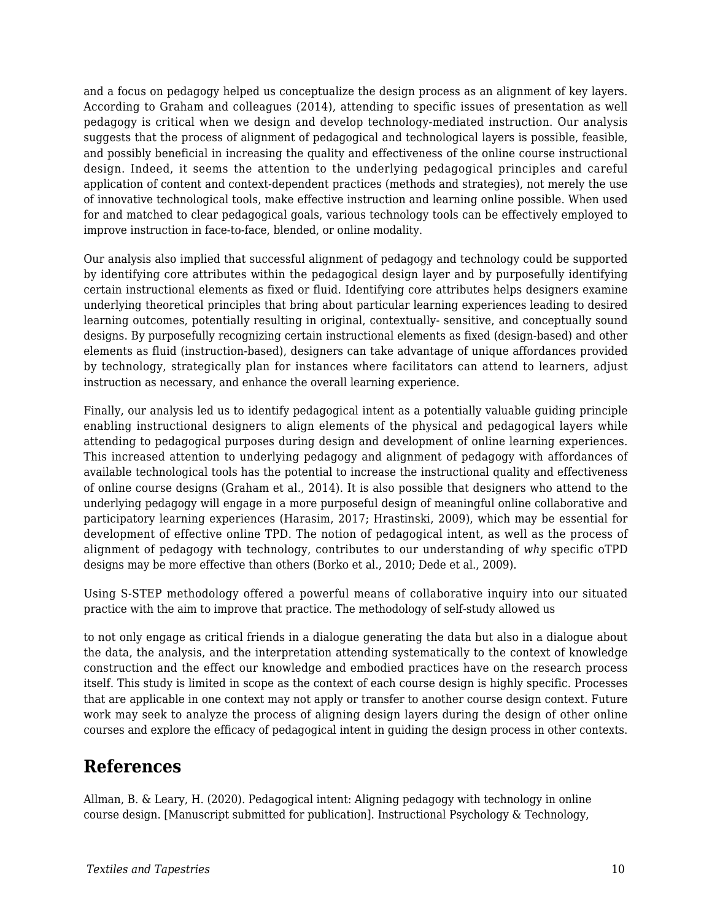and a focus on pedagogy helped us conceptualize the design process as an alignment of key layers. According to Graham and colleagues (2014), attending to specific issues of presentation as well pedagogy is critical when we design and develop technology-mediated instruction. Our analysis suggests that the process of alignment of pedagogical and technological layers is possible, feasible, and possibly beneficial in increasing the quality and effectiveness of the online course instructional design. Indeed, it seems the attention to the underlying pedagogical principles and careful application of content and context-dependent practices (methods and strategies), not merely the use of innovative technological tools, make effective instruction and learning online possible. When used for and matched to clear pedagogical goals, various technology tools can be effectively employed to improve instruction in face-to-face, blended, or online modality.

Our analysis also implied that successful alignment of pedagogy and technology could be supported by identifying core attributes within the pedagogical design layer and by purposefully identifying certain instructional elements as fixed or fluid. Identifying core attributes helps designers examine underlying theoretical principles that bring about particular learning experiences leading to desired learning outcomes, potentially resulting in original, contextually- sensitive, and conceptually sound designs. By purposefully recognizing certain instructional elements as fixed (design-based) and other elements as fluid (instruction-based), designers can take advantage of unique affordances provided by technology, strategically plan for instances where facilitators can attend to learners, adjust instruction as necessary, and enhance the overall learning experience.

Finally, our analysis led us to identify pedagogical intent as a potentially valuable guiding principle enabling instructional designers to align elements of the physical and pedagogical layers while attending to pedagogical purposes during design and development of online learning experiences. This increased attention to underlying pedagogy and alignment of pedagogy with affordances of available technological tools has the potential to increase the instructional quality and effectiveness of online course designs (Graham et al., 2014). It is also possible that designers who attend to the underlying pedagogy will engage in a more purposeful design of meaningful online collaborative and participatory learning experiences (Harasim, 2017; Hrastinski, 2009), which may be essential for development of effective online TPD. The notion of pedagogical intent, as well as the process of alignment of pedagogy with technology, contributes to our understanding of *why* specific oTPD designs may be more effective than others (Borko et al., 2010; Dede et al., 2009).

Using S-STEP methodology offered a powerful means of collaborative inquiry into our situated practice with the aim to improve that practice. The methodology of self-study allowed us to not only engage as critical friends in a dialogue generating the data but also in a dialogue about the data, the analysis, and the interpretation attending systematically to the context of knowledge construction and the effect our knowledge and embodied practices have on the research process itself. This study is limited in scope as the context of each course design is highly specific. Processes that are applicable in one context may not apply or transfer to another course design context. Future work may seek to analyze the process of aligning design layers during the design of other online courses and explore the efficacy of pedagogical intent in guiding the design process in other contexts.

## References

Allman, B. & Leary, H. (2020). Pedagogical intent: Aligning pedagogy with technology in online course design. [Manuscript submitted for publication]. Instructional Psychology & Technology,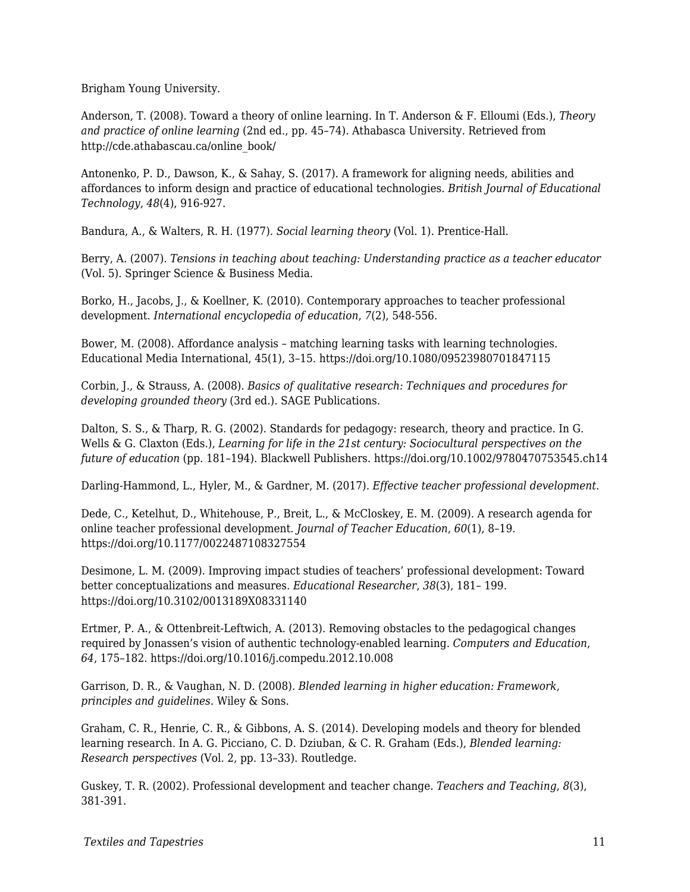Brigham Young University.

Anderson, T. (2008). Toward a theory of online learning. In T. Anderson & F. Elloumi (Eds.), *Theory and practice of online learning* (2nd ed., pp. 45–74). Athabasca University. Retrieved from http://cde.athabascau.ca/online_book/

Antonenko, P. D., Dawson, K., & Sahay, S. (2017). A framework for aligning needs, abilities and affordances to inform design and practice of educational technologies. *British Journal of Educational Technology*, *48*(4), 916-927.

Bandura, A., & Walters, R. H. (1977). *Social learning theory* (Vol. 1). Prentice-Hall.

Berry, A. (2007). *Tensions in teaching about teaching: Understanding practice as a teacher educator* (Vol. 5). Springer Science & Business Media.

Borko, H., Jacobs, J., & Koellner, K. (2010). Contemporary approaches to teacher professional development. *International encyclopedia of education*, *7*(2), 548-556.

Bower, M. (2008). Affordance analysis – matching learning tasks with learning technologies. Educational Media International, 45(1), 3–15. https://doi.org/10.1080/09523980701847115

Corbin, J., & Strauss, A. (2008). *Basics of qualitative research: Techniques and procedures for developing grounded theory* (3rd ed.). SAGE Publications.

Dalton, S. S., & Tharp, R. G. (2002). Standards for pedagogy: research, theory and practice. In G. Wells & G. Claxton (Eds.), *Learning for life in the 21st century: Sociocultural perspectives on the future of education* (pp. 181–194). Blackwell Publishers. https://doi.org/10.1002/9780470753545.ch14

Darling-Hammond, L., Hyler, M., & Gardner, M. (2017). *Effective teacher professional development.*

Dede, C., Ketelhut, D., Whitehouse, P., Breit, L., & McCloskey, E. M. (2009). A research agenda for online teacher professional development. *Journal of Teacher Education*, *60*(1), 8–19. https://doi.org/10.1177/0022487108327554

Desimone, L. M. (2009). Improving impact studies of teachers' professional development: Toward better conceptualizations and measures. *Educational Researcher*, *38*(3), 181– 199. https://doi.org/10.3102/0013189X08331140

Ertmer, P. A., & Ottenbreit-Leftwich, A. (2013). Removing obstacles to the pedagogical changes required by Jonassen's vision of authentic technology-enabled learning. *Computers and Education*, *64*, 175–182. https://doi.org/10.1016/j.compedu.2012.10.008

Garrison, D. R., & Vaughan, N. D. (2008). *Blended learning in higher education: Framework, principles and guidelines*. Wiley & Sons.

Graham, C. R., Henrie, C. R., & Gibbons, A. S. (2014). Developing models and theory for blended learning research. In A. G. Picciano, C. D. Dziuban, & C. R. Graham (Eds.), *Blended learning: Research perspectives* (Vol. 2, pp. 13–33). Routledge.

Guskey, T. R. (2002). Professional development and teacher change. *Teachers and Teaching*, *8*(3), 381-391.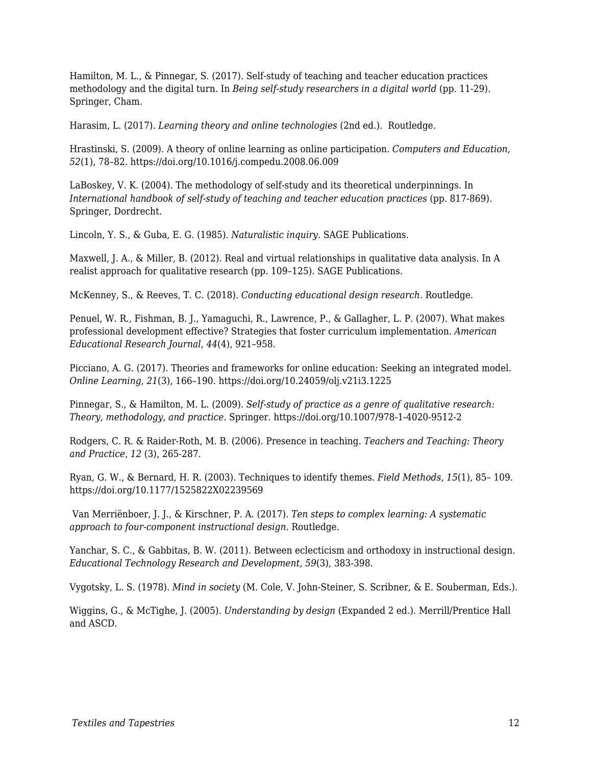Hamilton, M. L., & Pinnegar, S. (2017). Self-study of teaching and teacher education practices methodology and the digital turn. In *Being self-study researchers in a digital world* (pp. 11-29). Springer, Cham.

Harasim, L. (2017). *Learning theory and online technologies* (2nd ed.). Routledge.

Hrastinski, S. (2009). A theory of online learning as online participation. *Computers and Education, 52*(1), 78–82. https://doi.org/10.1016/j.compedu.2008.06.009

LaBoskey, V. K. (2004). The methodology of self-study and its theoretical underpinnings. In *International handbook of self-study of teaching and teacher education practices* (pp. 817-869). Springer, Dordrecht.

Lincoln, Y. S., & Guba, E. G. (1985). *Naturalistic inquiry*. SAGE Publications.

Maxwell, J. A., & Miller, B. (2012). Real and virtual relationships in qualitative data analysis. In A realist approach for qualitative research (pp. 109–125). SAGE Publications.

McKenney, S., & Reeves, T. C. (2018). *Conducting educational design research*. Routledge.

Penuel, W. R., Fishman, B. J., Yamaguchi, R., Lawrence, P., & Gallagher, L. P. (2007). What makes professional development effective? Strategies that foster curriculum implementation. *American Educational Research Journal*, *44*(4), 921–958.

Picciano, A. G. (2017). Theories and frameworks for online education: Seeking an integrated model. *Online Learning*, *21*(3), 166–190. https://doi.org/10.24059/olj.v21i3.1225

Pinnegar, S., & Hamilton, M. L. (2009). *Self-study of practice as a genre of qualitative research: Theory, methodology, and practice*. Springer. https://doi.org/10.1007/978-1-4020-9512-2

Rodgers, C. R. & Raider-Roth, M. B. (2006). Presence in teaching. *Teachers and Teaching: Theory and Practice*, *12* (3), 265-287.

Ryan, G. W., & Bernard, H. R. (2003). Techniques to identify themes. *Field Methods*, *15*(1), 85– 109. https://doi.org/10.1177/1525822X02239569

Van Merriënboer, J. J., & Kirschner, P. A. (2017). *Ten steps to complex learning: A systematic approach to four-component instructional design.* Routledge.

Yanchar, S. C., & Gabbitas, B. W. (2011). Between eclecticism and orthodoxy in instructional design. *Educational Technology Research and Development*, *59*(3), 383-398.

Vygotsky, L. S. (1978). *Mind in society* (M. Cole, V. John-Steiner, S. Scribner, & E. Souberman, Eds.).

Wiggins, G., & McTighe, J. (2005). *Understanding by design* (Expanded 2 ed.). Merrill/Prentice Hall and ASCD.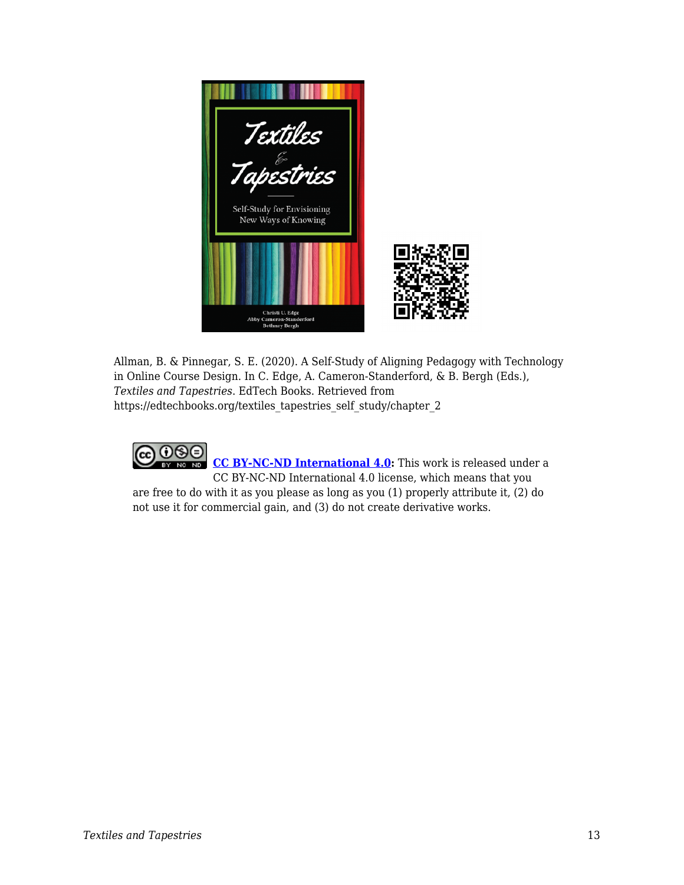Allman, B. & Pinnegar, S. E. (2020). A Self-Study of Aligning Pedagogy with Technology in Online Course Design. In C. Edge, A. Cameron-Standerford, & B. Bergh (Eds.), *Textiles and Tapestries*. EdTech Books. Retrieved from https://edtechbooks.org/textiles_tapestries_self_study/chapter_2

**[CC BY-NC-ND International 4.0](https://creativecommons.org/licenses/by-nc-nd/4.0/):** This work is released under a CC BY-NC-ND International 4.0 license, which means that you are free to do with it as you please as long as you (1) properly attribute it, (2) do not use it for commercial gain, and (3) do not create derivative works.